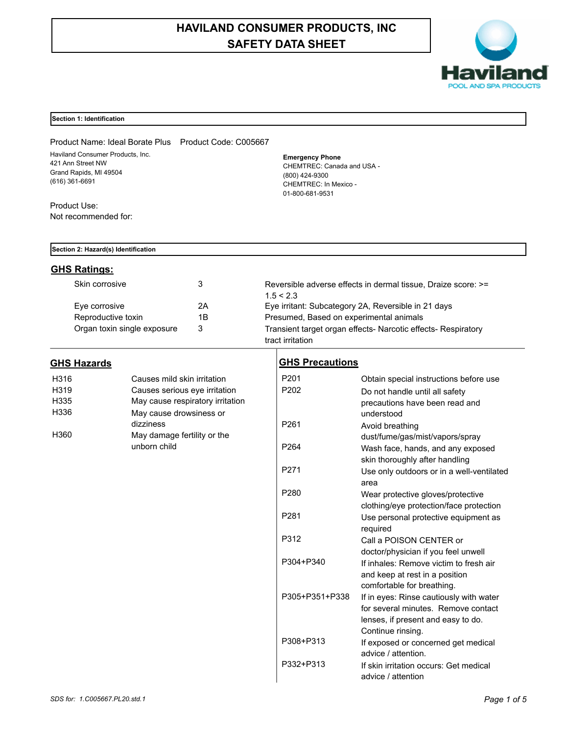# HAVILAND CONSUMER PRODUCTS, INC
# SAFETY DATA SHEET

Haviland
POOL AND SPA PRODUCTS

## Section 1: Identification

Product Name: Ideal Borate Plus    Product Code: C005667

Haviland Consumer Products, Inc.
421 Ann Street NW
Grand Rapids, MI 49504
(616) 361-6691

**Emergency Phone**
CHEMTREC: Canada and USA - (800) 424-9300
CHEMTREC: In Mexico - 01-800-681-9531

Product Use:
Not recommended for:

## Section 2: Hazard(s) Identification

### GHS Ratings:

| | | |
|---|---|---|
| Skin corrosive | 3 | Reversible adverse effects in dermal tissue, Draize score: >= 1.5 < 2.3 |
| Eye corrosive | 2A | Eye irritant: Subcategory 2A, Reversible in 21 days |
| Reproductive toxin | 1B | Presumed, Based on experimental animals |
| Organ toxin single exposure | 3 | Transient target organ effects- Narcotic effects- Respiratory tract irritation |

### GHS Hazards

| | |
|---|---|
| H316 | Causes mild skin irritation |
| H319 | Causes serious eye irritation |
| H335 | May cause respiratory irritation |
| H336 | May cause drowsiness or dizziness |
| H360 | May damage fertility or the unborn child |

### GHS Precautions

| | |
|---|---|
| P201 | Obtain special instructions before use |
| P202 | Do not handle until all safety precautions have been read and understood |
| P261 | Avoid breathing dust/fume/gas/mist/vapors/spray |
| P264 | Wash face, hands, and any exposed skin thoroughly after handling |
| P271 | Use only outdoors or in a well-ventilated area |
| P280 | Wear protective gloves/protective clothing/eye protection/face protection |
| P281 | Use personal protective equipment as required |
| P312 | Call a POISON CENTER or doctor/physician if you feel unwell |
| P304+P340 | If inhales: Remove victim to fresh air and keep at rest in a position comfortable for breathing. |
| P305+P351+P338 | If in eyes: Rinse cautiously with water for several minutes. Remove contact lenses, if present and easy to do. Continue rinsing. |
| P308+P313 | If exposed or concerned get medical advice / attention. |
| P332+P313 | If skin irritation occurs: Get medical advice / attention |

*SDS for: 1.C005667.PL20.std.1*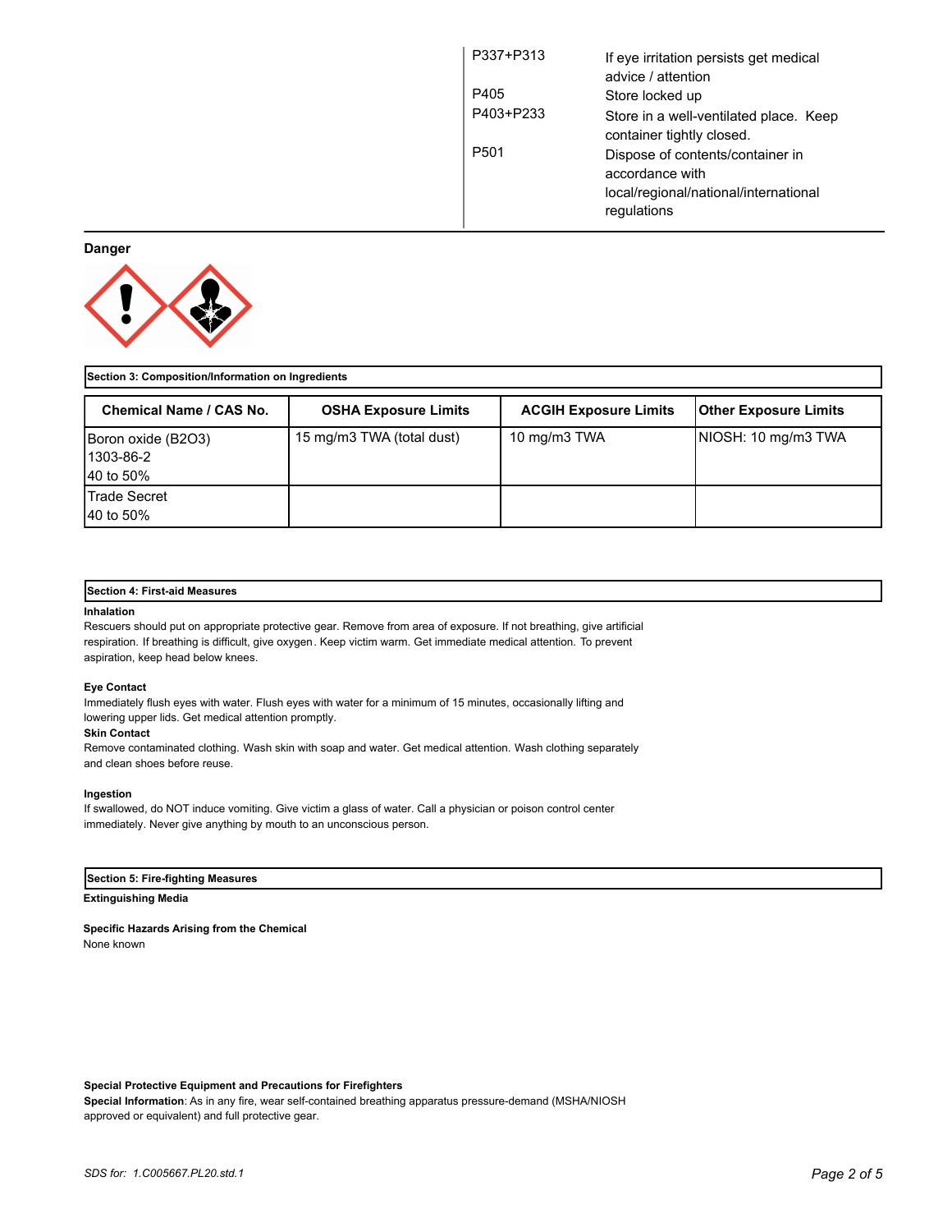| | |
|---|---|
| P337+P313 | If eye irritation persists get medical advice / attention |
| P405 | Store locked up |
| P403+P233 | Store in a well-ventilated place. Keep container tightly closed. |
| P501 | Dispose of contents/container in accordance with local/regional/national/international regulations |

**Danger**

## Section 3: Composition/Information on Ingredients

| Chemical Name / CAS No. | OSHA Exposure Limits | ACGIH Exposure Limits | Other Exposure Limits |
|---|---|---|---|
| Boron oxide ($B_2O_3$)<br>1303-86-2<br>40 to 50% | 15 mg/m3 TWA (total dust) | 10 mg/m3 TWA | NIOSH: 10 mg/m3 TWA |
| Trade Secret<br>40 to 50% | | | |

## Section 4: First-aid Measures

**Inhalation**

Rescuers should put on appropriate protective gear. Remove from area of exposure. If not breathing, give artificial respiration. If breathing is difficult, give oxygen. Keep victim warm. Get immediate medical attention. To prevent aspiration, keep head below knees.

**Eye Contact**

Immediately flush eyes with water. Flush eyes with water for a minimum of 15 minutes, occasionally lifting and lowering upper lids. Get medical attention promptly.

**Skin Contact**

Remove contaminated clothing. Wash skin with soap and water. Get medical attention. Wash clothing separately and clean shoes before reuse.

**Ingestion**

If swallowed, do NOT induce vomiting. Give victim a glass of water. Call a physician or poison control center immediately. Never give anything by mouth to an unconscious person.

## Section 5: Fire-fighting Measures

**Extinguishing Media**

**Specific Hazards Arising from the Chemical**

None known

**Special Protective Equipment and Precautions for Firefighters**

**Special Information**: As in any fire, wear self-contained breathing apparatus pressure-demand (MSHA/NIOSH approved or equivalent) and full protective gear.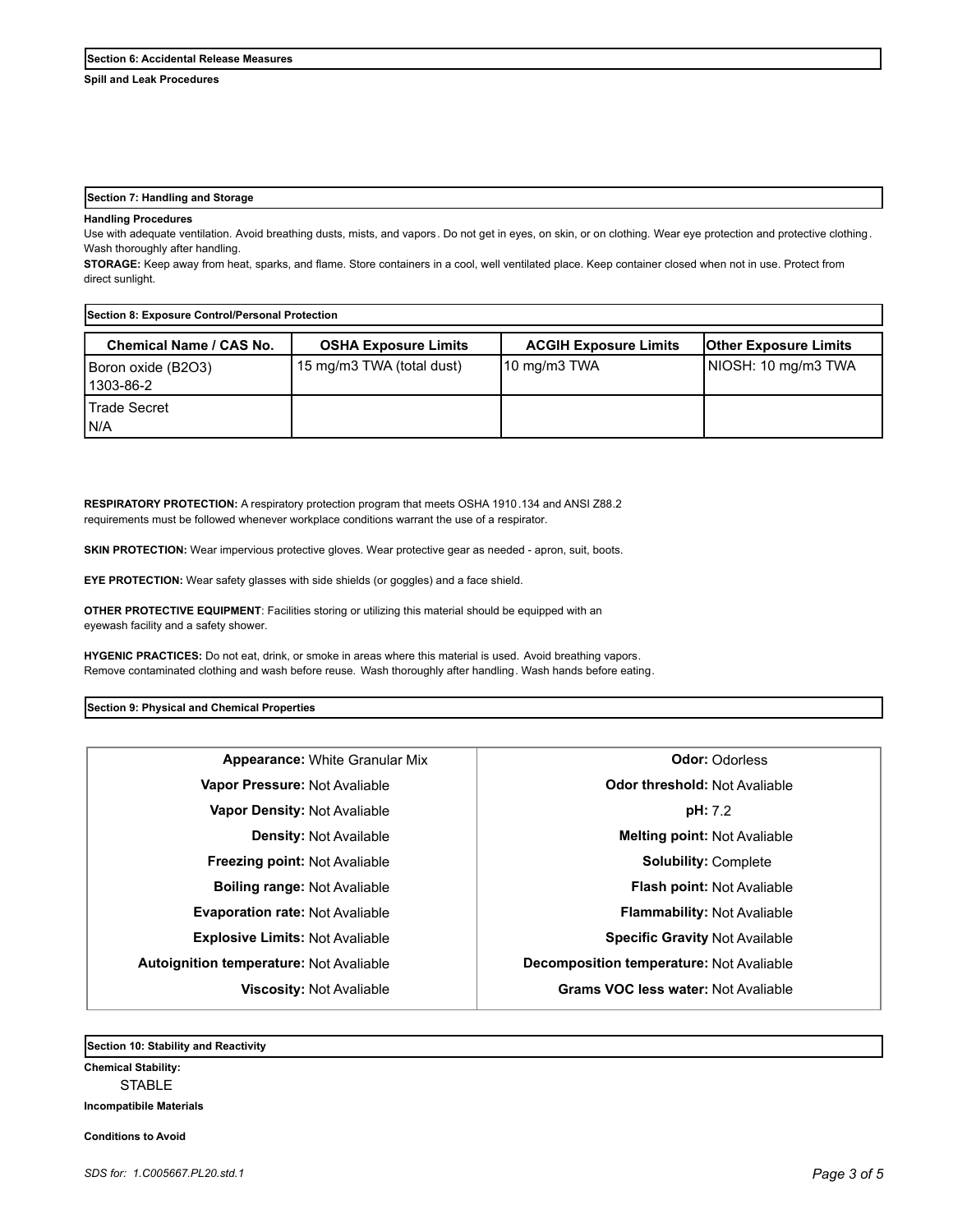## Section 6: Accidental Release Measures

**Spill and Leak Procedures**

## Section 7: Handling and Storage

**Handling Procedures**

Use with adequate ventilation. Avoid breathing dusts, mists, and vapors. Do not get in eyes, on skin, or on clothing. Wear eye protection and protective clothing. Wash thoroughly after handling.

**STORAGE:** Keep away from heat, sparks, and flame. Store containers in a cool, well ventilated place. Keep container closed when not in use. Protect from direct sunlight.

## Section 8: Exposure Control/Personal Protection

| Chemical Name / CAS No. | OSHA Exposure Limits | ACGIH Exposure Limits | Other Exposure Limits |
|---|---|---|---|
| Boron oxide (B2O3) 1303-86-2 | 15 mg/m3 TWA (total dust) | 10 mg/m3 TWA | NIOSH: 10 mg/m3 TWA |
| Trade Secret N/A | | | |

**RESPIRATORY PROTECTION:** A respiratory protection program that meets OSHA 1910.134 and ANSI Z88.2 requirements must be followed whenever workplace conditions warrant the use of a respirator.

**SKIN PROTECTION:** Wear impervious protective gloves. Wear protective gear as needed - apron, suit, boots.

**EYE PROTECTION:** Wear safety glasses with side shields (or goggles) and a face shield.

**OTHER PROTECTIVE EQUIPMENT**: Facilities storing or utilizing this material should be equipped with an eyewash facility and a safety shower.

**HYGENIC PRACTICES:** Do not eat, drink, or smoke in areas where this material is used. Avoid breathing vapors. Remove contaminated clothing and wash before reuse. Wash thoroughly after handling. Wash hands before eating.

## Section 9: Physical and Chemical Properties

| | |
|---|---|
| **Appearance:** White Granular Mix | **Odor:** Odorless |
| **Vapor Pressure:** Not Avaliable | **Odor threshold:** Not Avaliable |
| **Vapor Density:** Not Avaliable | **pH:** 7.2 |
| **Density:** Not Available | **Melting point:** Not Avaliable |
| **Freezing point:** Not Avaliable | **Solubility:** Complete |
| **Boiling range:** Not Avaliable | **Flash point:** Not Avaliable |
| **Evaporation rate:** Not Avaliable | **Flammability:** Not Avaliable |
| **Explosive Limits:** Not Avaliable | **Specific Gravity** Not Available |
| **Autoignition temperature:** Not Avaliable | **Decomposition temperature:** Not Avaliable |
| **Viscosity:** Not Avaliable | **Grams VOC less water:** Not Avaliable |

## Section 10: Stability and Reactivity

**Chemical Stability:**

STABLE

**Incompatibile Materials**

**Conditions to Avoid**

*SDS for: 1.C005667.PL20.std.1*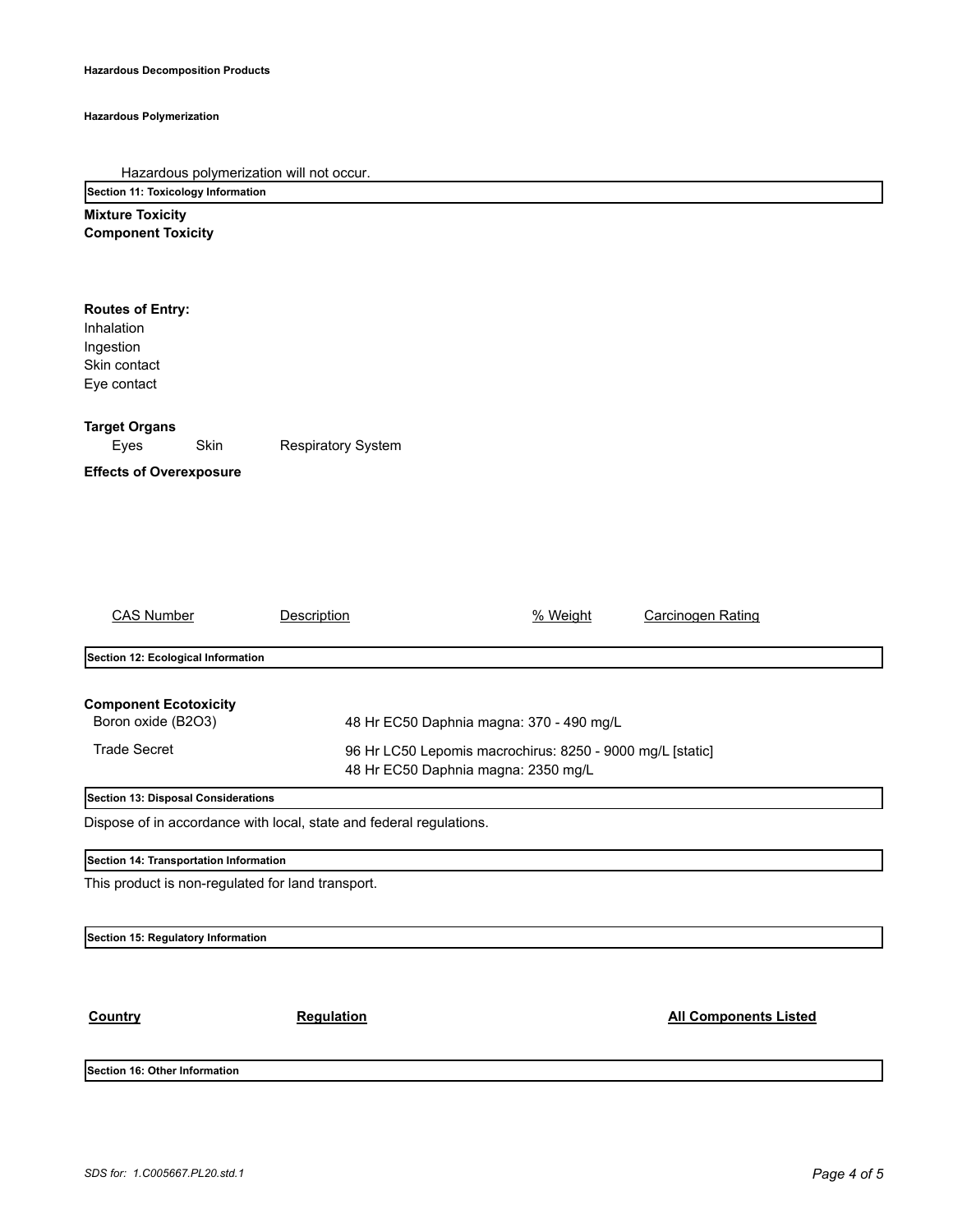**Hazardous Decomposition Products**

**Hazardous Polymerization**

Hazardous polymerization will not occur.

## Section 11: Toxicology Information

**Mixture Toxicity**

**Component Toxicity**

**Routes of Entry:**

Inhalation

Ingestion

Skin contact

Eye contact

**Target Organs**

Eyes    Skin    Respiratory System

**Effects of Overexposure**

| CAS Number | Description | % Weight | Carcinogen Rating |
| --- | --- | --- | --- |

## Section 12: Ecological Information

**Component Ecotoxicity**

| | |
| --- | --- |
| Boron oxide ($B_2O_3$) | 48 Hr EC50 Daphnia magna: 370 - 490 mg/L |
| Trade Secret | 96 Hr LC50 Lepomis macrochirus: 8250 - 9000 mg/L [static]<br>48 Hr EC50 Daphnia magna: 2350 mg/L |

## Section 13: Disposal Considerations

Dispose of in accordance with local, state and federal regulations.

## Section 14: Transportation Information

This product is non-regulated for land transport.

## Section 15: Regulatory Information

| Country | Regulation | All Components Listed |
| --- | --- | --- |

## Section 16: Other Information

*SDS for: 1.C005667.PL20.std.1*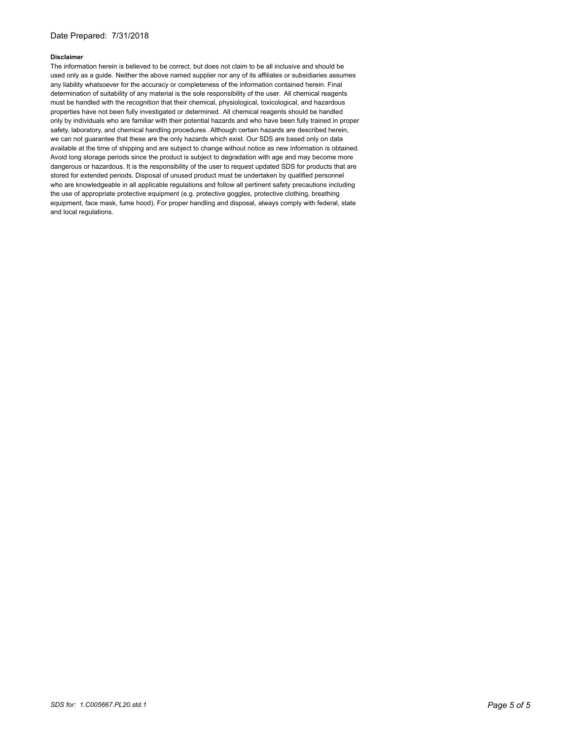Date Prepared: 7/31/2018

**Disclaimer**

The information herein is believed to be correct, but does not claim to be all inclusive and should be used only as a guide. Neither the above named supplier nor any of its affiliates or subsidiaries assumes any liability whatsoever for the accuracy or completeness of the information contained herein. Final determination of suitability of any material is the sole responsibility of the user. All chemical reagents must be handled with the recognition that their chemical, physiological, toxicological, and hazardous properties have not been fully investigated or determined. All chemical reagents should be handled only by individuals who are familiar with their potential hazards and who have been fully trained in proper safety, laboratory, and chemical handling procedures. Although certain hazards are described herein, we can not guarantee that these are the only hazards which exist. Our SDS are based only on data available at the time of shipping and are subject to change without notice as new information is obtained. Avoid long storage periods since the product is subject to degradation with age and may become more dangerous or hazardous. It is the responsibility of the user to request updated SDS for products that are stored for extended periods. Disposal of unused product must be undertaken by qualified personnel who are knowledgeable in all applicable regulations and follow all pertinent safety precautions including the use of appropriate protective equipment (e.g. protective goggles, protective clothing, breathing equipment, face mask, fume hood). For proper handling and disposal, always comply with federal, state and local regulations.